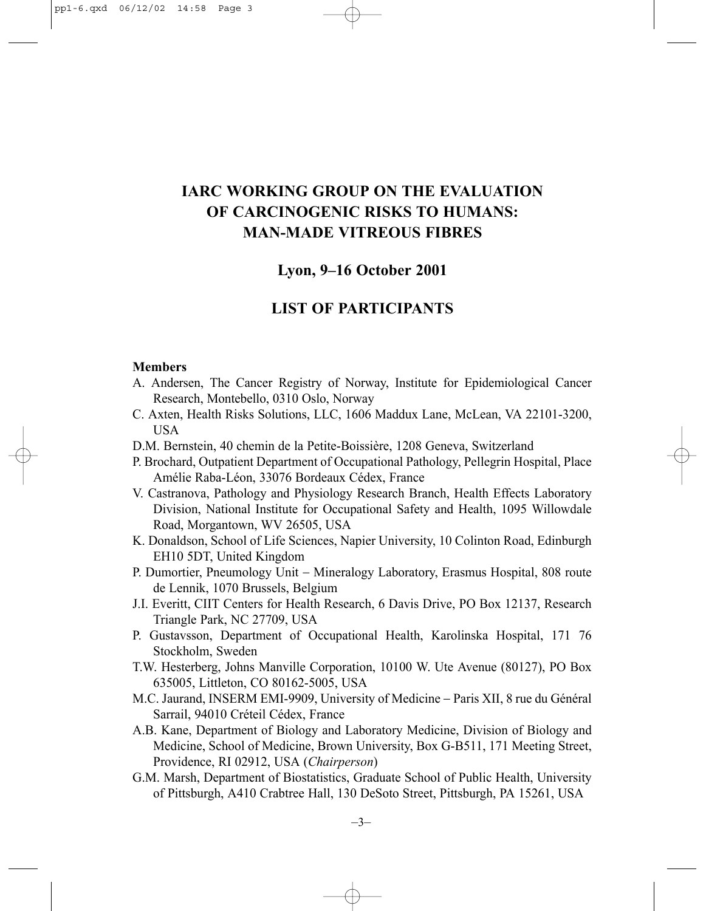# IARC WORKING GROUP ON THE EVALUATION OF CARCINOGENIC RISKS TO HUMANS: MAN-MADE VITREOUS FIBRES

## Lyon, 9–16 October 2001

## LIST OF PARTICIPANTS

**Members**

A. Andersen, The Cancer Registry of Norway, Institute for Epidemiological Cancer Research, Montebello, 0310 Oslo, Norway

C. Axten, Health Risks Solutions, LLC, 1606 Maddux Lane, McLean, VA 22101-3200, USA

D.M. Bernstein, 40 chemin de la Petite-Boissière, 1208 Geneva, Switzerland

P. Brochard, Outpatient Department of Occupational Pathology, Pellegrin Hospital, Place Amélie Raba-Léon, 33076 Bordeaux Cédex, France

V. Castranova, Pathology and Physiology Research Branch, Health Effects Laboratory Division, National Institute for Occupational Safety and Health, 1095 Willowdale Road, Morgantown, WV 26505, USA

K. Donaldson, School of Life Sciences, Napier University, 10 Colinton Road, Edinburgh EH10 5DT, United Kingdom

P. Dumortier, Pneumology Unit – Mineralogy Laboratory, Erasmus Hospital, 808 route de Lennik, 1070 Brussels, Belgium

J.I. Everitt, CIIT Centers for Health Research, 6 Davis Drive, PO Box 12137, Research Triangle Park, NC 27709, USA

P. Gustavsson, Department of Occupational Health, Karolinska Hospital, 171 76 Stockholm, Sweden

T.W. Hesterberg, Johns Manville Corporation, 10100 W. Ute Avenue (80127), PO Box 635005, Littleton, CO 80162-5005, USA

M.C. Jaurand, INSERM EMI-9909, University of Medicine – Paris XII, 8 rue du Général Sarrail, 94010 Créteil Cédex, France

A.B. Kane, Department of Biology and Laboratory Medicine, Division of Biology and Medicine, School of Medicine, Brown University, Box G-B511, 171 Meeting Street, Providence, RI 02912, USA (*Chairperson*)

G.M. Marsh, Department of Biostatistics, Graduate School of Public Health, University of Pittsburgh, A410 Crabtree Hall, 130 DeSoto Street, Pittsburgh, PA 15261, USA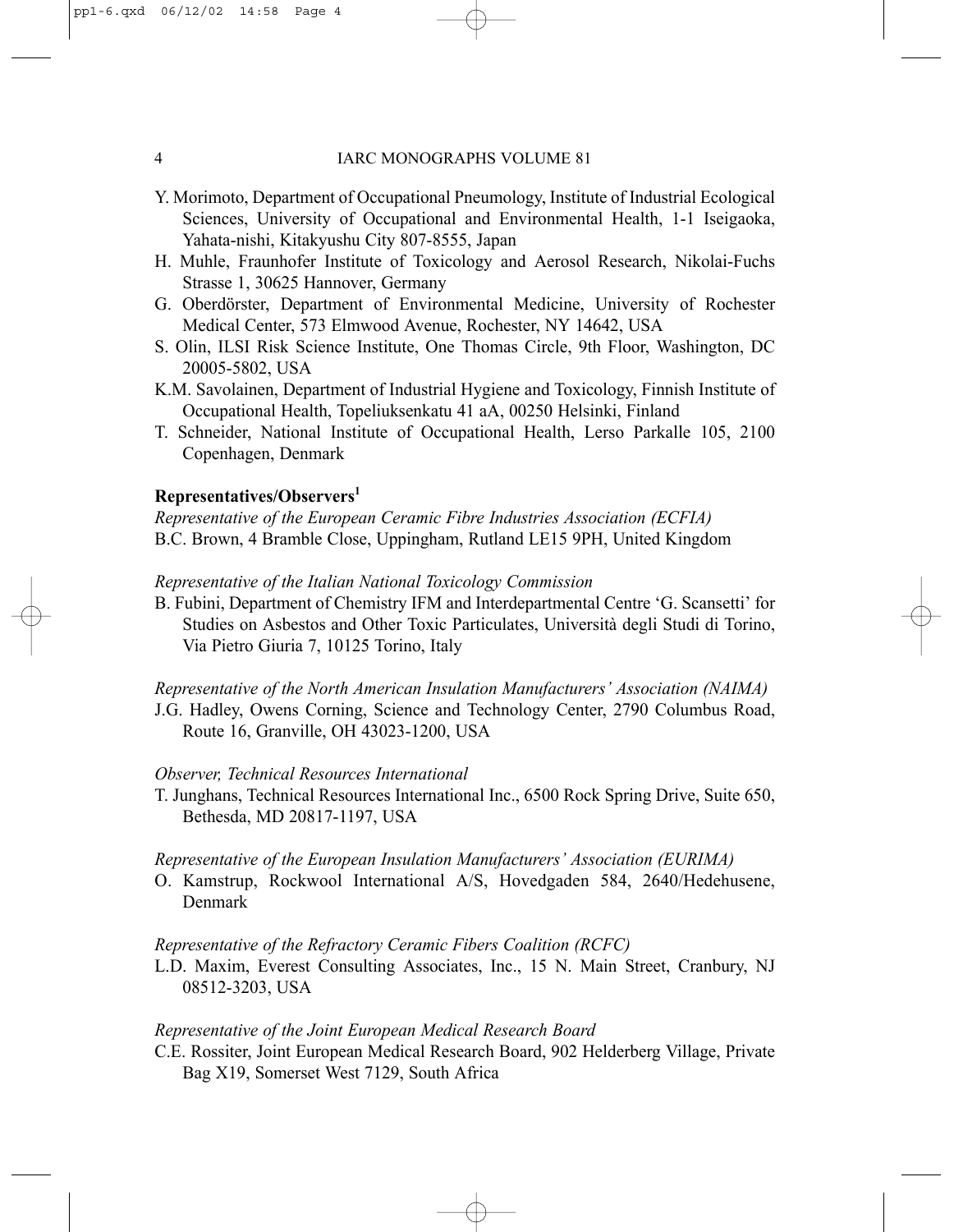Y. Morimoto, Department of Occupational Pneumology, Institute of Industrial Ecological Sciences, University of Occupational and Environmental Health, 1-1 Iseigaoka, Yahata-nishi, Kitakyushu City 807-8555, Japan

H. Muhle, Fraunhofer Institute of Toxicology and Aerosol Research, Nikolai-Fuchs Strasse 1, 30625 Hannover, Germany

G. Oberdörster, Department of Environmental Medicine, University of Rochester Medical Center, 573 Elmwood Avenue, Rochester, NY 14642, USA

S. Olin, ILSI Risk Science Institute, One Thomas Circle, 9th Floor, Washington, DC 20005-5802, USA

K.M. Savolainen, Department of Industrial Hygiene and Toxicology, Finnish Institute of Occupational Health, Topeliuksenkatu 41 aA, 00250 Helsinki, Finland

T. Schneider, National Institute of Occupational Health, Lerso Parkalle 105, 2100 Copenhagen, Denmark

**Representatives/Observers[1]**

*Representative of the European Ceramic Fibre Industries Association (ECFIA)*

B.C. Brown, 4 Bramble Close, Uppingham, Rutland LE15 9PH, United Kingdom

*Representative of the Italian National Toxicology Commission*

B. Fubini, Department of Chemistry IFM and Interdepartmental Centre 'G. Scansetti' for Studies on Asbestos and Other Toxic Particulates, Università degli Studi di Torino, Via Pietro Giuria 7, 10125 Torino, Italy

*Representative of the North American Insulation Manufacturers' Association (NAIMA)*

J.G. Hadley, Owens Corning, Science and Technology Center, 2790 Columbus Road, Route 16, Granville, OH 43023-1200, USA

*Observer, Technical Resources International*

T. Junghans, Technical Resources International Inc., 6500 Rock Spring Drive, Suite 650, Bethesda, MD 20817-1197, USA

*Representative of the European Insulation Manufacturers' Association (EURIMA)*

O. Kamstrup, Rockwool International A/S, Hovedgaden 584, 2640/Hedehusene, Denmark

*Representative of the Refractory Ceramic Fibers Coalition (RCFC)*

L.D. Maxim, Everest Consulting Associates, Inc., 15 N. Main Street, Cranbury, NJ 08512-3203, USA

*Representative of the Joint European Medical Research Board*

C.E. Rossiter, Joint European Medical Research Board, 902 Helderberg Village, Private Bag X19, Somerset West 7129, South Africa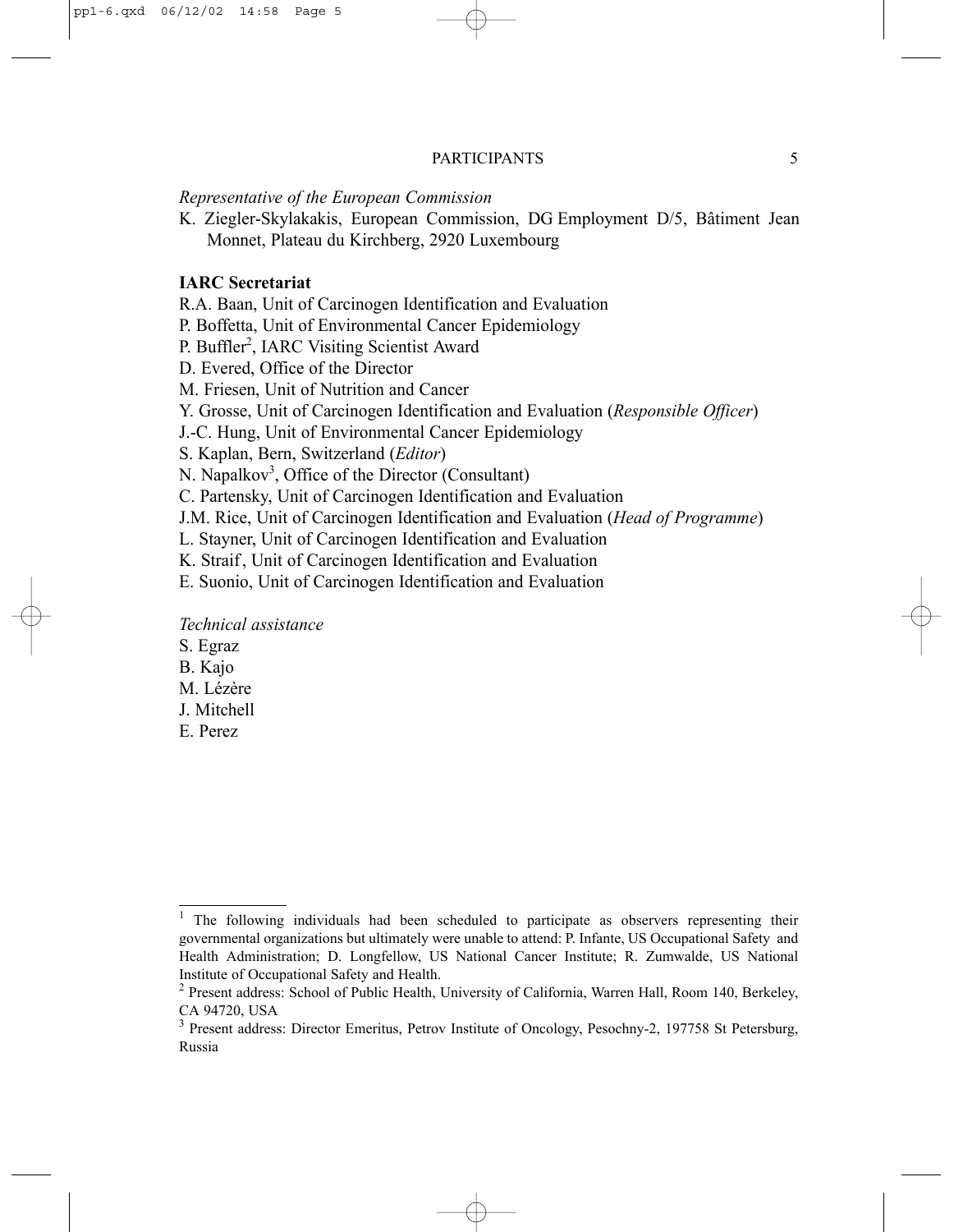*Representative of the European Commission*

K. Ziegler-Skylakakis, European Commission, DG Employment D/5, Bâtiment Jean Monnet, Plateau du Kirchberg, 2920 Luxembourg

**IARC Secretariat**

R.A. Baan, Unit of Carcinogen Identification and Evaluation
P. Boffetta, Unit of Environmental Cancer Epidemiology
P. Buffler[2], IARC Visiting Scientist Award
D. Evered, Office of the Director
M. Friesen, Unit of Nutrition and Cancer
Y. Grosse, Unit of Carcinogen Identification and Evaluation (*Responsible Officer*)
J.-C. Hung, Unit of Environmental Cancer Epidemiology
S. Kaplan, Bern, Switzerland (*Editor*)
N. Napalkov[3], Office of the Director (Consultant)
C. Partensky, Unit of Carcinogen Identification and Evaluation
J.M. Rice, Unit of Carcinogen Identification and Evaluation (*Head of Programme*)
L. Stayner, Unit of Carcinogen Identification and Evaluation
K. Straif, Unit of Carcinogen Identification and Evaluation
E. Suonio, Unit of Carcinogen Identification and Evaluation

*Technical assistance*

S. Egraz
B. Kajo
M. Lézère
J. Mitchell
E. Perez

---

[1] The following individuals had been scheduled to participate as observers representing their governmental organizations but ultimately were unable to attend: P. Infante, US Occupational Safety and Health Administration; D. Longfellow, US National Cancer Institute; R. Zumwalde, US National Institute of Occupational Safety and Health.

[2] Present address: School of Public Health, University of California, Warren Hall, Room 140, Berkeley, CA 94720, USA

[3] Present address: Director Emeritus, Petrov Institute of Oncology, Pesochny-2, 197758 St Petersburg, Russia